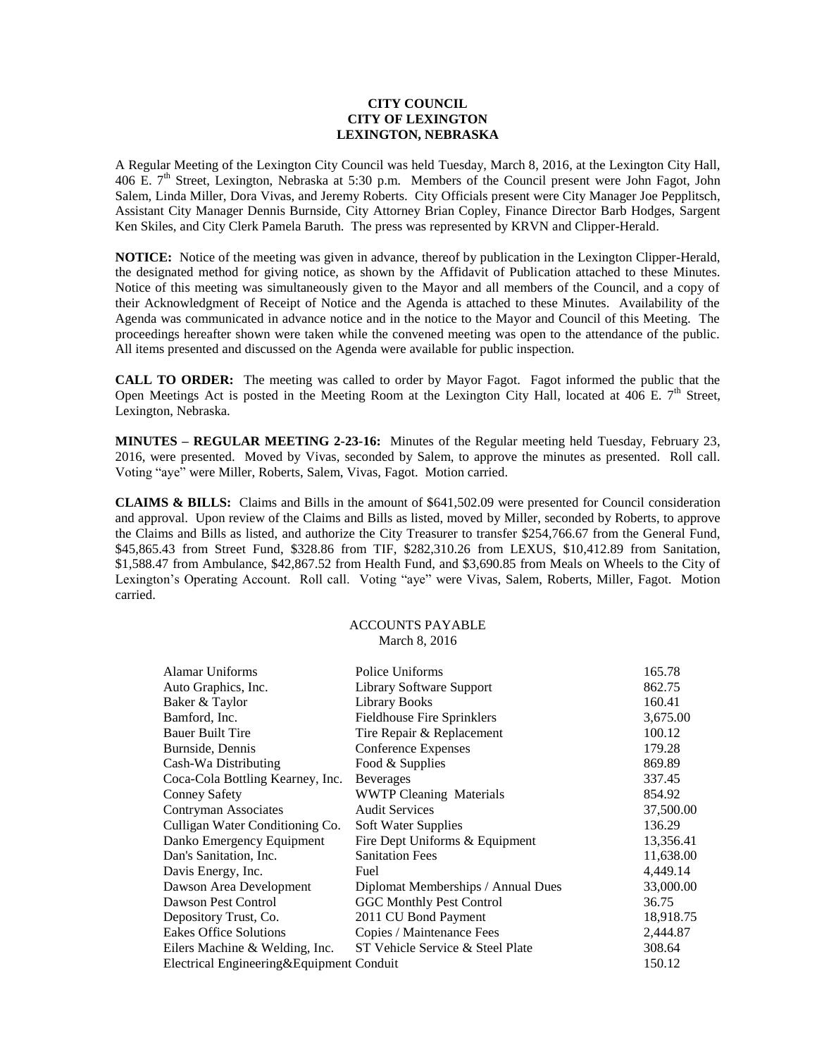**CITY COUNCIL**
**CITY OF LEXINGTON**
**LEXINGTON, NEBRASKA**

A Regular Meeting of the Lexington City Council was held Tuesday, March 8, 2016, at the Lexington City Hall, 406 E. 7th Street, Lexington, Nebraska at 5:30 p.m. Members of the Council present were John Fagot, John Salem, Linda Miller, Dora Vivas, and Jeremy Roberts. City Officials present were City Manager Joe Pepplitsch, Assistant City Manager Dennis Burnside, City Attorney Brian Copley, Finance Director Barb Hodges, Sargent Ken Skiles, and City Clerk Pamela Baruth. The press was represented by KRVN and Clipper-Herald.

**NOTICE:** Notice of the meeting was given in advance, thereof by publication in the Lexington Clipper-Herald, the designated method for giving notice, as shown by the Affidavit of Publication attached to these Minutes. Notice of this meeting was simultaneously given to the Mayor and all members of the Council, and a copy of their Acknowledgment of Receipt of Notice and the Agenda is attached to these Minutes. Availability of the Agenda was communicated in advance notice and in the notice to the Mayor and Council of this Meeting. The proceedings hereafter shown were taken while the convened meeting was open to the attendance of the public. All items presented and discussed on the Agenda were available for public inspection.

**CALL TO ORDER:** The meeting was called to order by Mayor Fagot. Fagot informed the public that the Open Meetings Act is posted in the Meeting Room at the Lexington City Hall, located at 406 E. 7th Street, Lexington, Nebraska.

**MINUTES – REGULAR MEETING 2-23-16:** Minutes of the Regular meeting held Tuesday, February 23, 2016, were presented. Moved by Vivas, seconded by Salem, to approve the minutes as presented. Roll call. Voting "aye" were Miller, Roberts, Salem, Vivas, Fagot. Motion carried.

**CLAIMS & BILLS:** Claims and Bills in the amount of $641,502.09 were presented for Council consideration and approval. Upon review of the Claims and Bills as listed, moved by Miller, seconded by Roberts, to approve the Claims and Bills as listed, and authorize the City Treasurer to transfer $254,766.67 from the General Fund, $45,865.43 from Street Fund, $328.86 from TIF, $282,310.26 from LEXUS, $10,412.89 from Sanitation, $1,588.47 from Ambulance, $42,867.52 from Health Fund, and $3,690.85 from Meals on Wheels to the City of Lexington's Operating Account. Roll call. Voting "aye" were Vivas, Salem, Roberts, Miller, Fagot. Motion carried.

ACCOUNTS PAYABLE
March 8, 2016

| | | |
|---|---|---|
| Alamar Uniforms | Police Uniforms | 165.78 |
| Auto Graphics, Inc. | Library Software Support | 862.75 |
| Baker & Taylor | Library Books | 160.41 |
| Bamford, Inc. | Fieldhouse Fire Sprinklers | 3,675.00 |
| Bauer Built Tire | Tire Repair & Replacement | 100.12 |
| Burnside, Dennis | Conference Expenses | 179.28 |
| Cash-Wa Distributing | Food & Supplies | 869.89 |
| Coca-Cola Bottling Kearney, Inc. | Beverages | 337.45 |
| Conney Safety | WWTP Cleaning Materials | 854.92 |
| Contryman Associates | Audit Services | 37,500.00 |
| Culligan Water Conditioning Co. | Soft Water Supplies | 136.29 |
| Danko Emergency Equipment | Fire Dept Uniforms & Equipment | 13,356.41 |
| Dan's Sanitation, Inc. | Sanitation Fees | 11,638.00 |
| Davis Energy, Inc. | Fuel | 4,449.14 |
| Dawson Area Development | Diplomat Memberships / Annual Dues | 33,000.00 |
| Dawson Pest Control | GGC Monthly Pest Control | 36.75 |
| Depository Trust, Co. | 2011 CU Bond Payment | 18,918.75 |
| Eakes Office Solutions | Copies / Maintenance Fees | 2,444.87 |
| Eilers Machine & Welding, Inc. | ST Vehicle Service & Steel Plate | 308.64 |
| Electrical Engineering&Equipment | Conduit | 150.12 |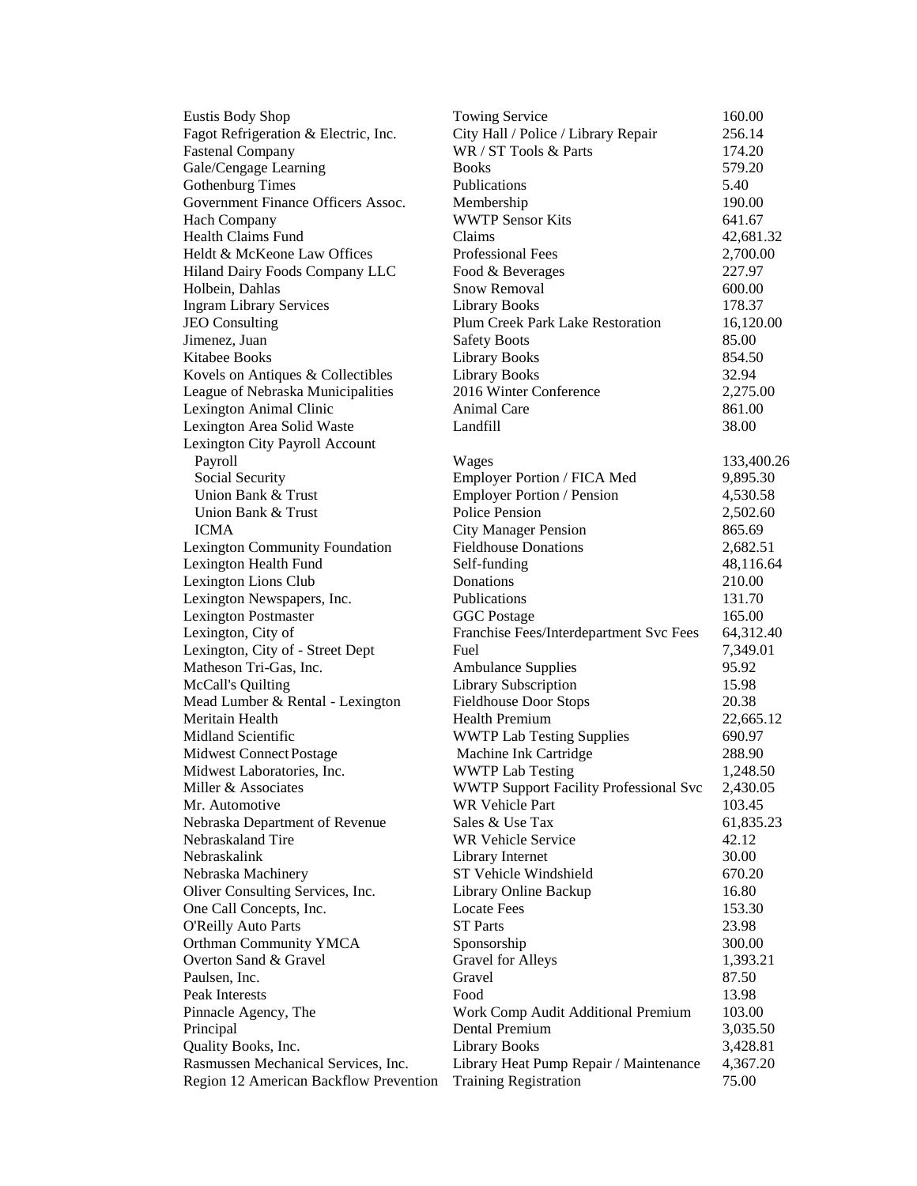| | | |
|---|---|---|
| Eustis Body Shop | Towing Service | 160.00 |
| Fagot Refrigeration & Electric, Inc. | City Hall / Police / Library Repair | 256.14 |
| Fastenal Company | WR / ST Tools & Parts | 174.20 |
| Gale/Cengage Learning | Books | 579.20 |
| Gothenburg Times | Publications | 5.40 |
| Government Finance Officers Assoc. | Membership | 190.00 |
| Hach Company | WWTP Sensor Kits | 641.67 |
| Health Claims Fund | Claims | 42,681.32 |
| Heldt & McKeone Law Offices | Professional Fees | 2,700.00 |
| Hiland Dairy Foods Company LLC | Food & Beverages | 227.97 |
| Holbein, Dahlas | Snow Removal | 600.00 |
| Ingram Library Services | Library Books | 178.37 |
| JEO Consulting | Plum Creek Park Lake Restoration | 16,120.00 |
| Jimenez, Juan | Safety Boots | 85.00 |
| Kitabee Books | Library Books | 854.50 |
| Kovels on Antiques & Collectibles | Library Books | 32.94 |
| League of Nebraska Municipalities | 2016 Winter Conference | 2,275.00 |
| Lexington Animal Clinic | Animal Care | 861.00 |
| Lexington Area Solid Waste | Landfill | 38.00 |
| Lexington City Payroll Account | | |
| Payroll | Wages | 133,400.26 |
| Social Security | Employer Portion / FICA Med | 9,895.30 |
| Union Bank & Trust | Employer Portion / Pension | 4,530.58 |
| Union Bank & Trust | Police Pension | 2,502.60 |
| ICMA | City Manager Pension | 865.69 |
| Lexington Community Foundation | Fieldhouse Donations | 2,682.51 |
| Lexington Health Fund | Self-funding | 48,116.64 |
| Lexington Lions Club | Donations | 210.00 |
| Lexington Newspapers, Inc. | Publications | 131.70 |
| Lexington Postmaster | GGC Postage | 165.00 |
| Lexington, City of | Franchise Fees/Interdepartment Svc Fees | 64,312.40 |
| Lexington, City of - Street Dept | Fuel | 7,349.01 |
| Matheson Tri-Gas, Inc. | Ambulance Supplies | 95.92 |
| McCall's Quilting | Library Subscription | 15.98 |
| Mead Lumber & Rental - Lexington | Fieldhouse Door Stops | 20.38 |
| Meritain Health | Health Premium | 22,665.12 |
| Midland Scientific | WWTP Lab Testing Supplies | 690.97 |
| Midwest Connect Postage | Machine Ink Cartridge | 288.90 |
| Midwest Laboratories, Inc. | WWTP Lab Testing | 1,248.50 |
| Miller & Associates | WWTP Support Facility Professional Svc | 2,430.05 |
| Mr. Automotive | WR Vehicle Part | 103.45 |
| Nebraska Department of Revenue | Sales & Use Tax | 61,835.23 |
| Nebraskaland Tire | WR Vehicle Service | 42.12 |
| Nebraskalink | Library Internet | 30.00 |
| Nebraska Machinery | ST Vehicle Windshield | 670.20 |
| Oliver Consulting Services, Inc. | Library Online Backup | 16.80 |
| One Call Concepts, Inc. | Locate Fees | 153.30 |
| O'Reilly Auto Parts | ST Parts | 23.98 |
| Orthman Community YMCA | Sponsorship | 300.00 |
| Overton Sand & Gravel | Gravel for Alleys | 1,393.21 |
| Paulsen, Inc. | Gravel | 87.50 |
| Peak Interests | Food | 13.98 |
| Pinnacle Agency, The | Work Comp Audit Additional Premium | 103.00 |
| Principal | Dental Premium | 3,035.50 |
| Quality Books, Inc. | Library Books | 3,428.81 |
| Rasmussen Mechanical Services, Inc. | Library Heat Pump Repair / Maintenance | 4,367.20 |
| Region 12 American Backflow Prevention | Training Registration | 75.00 |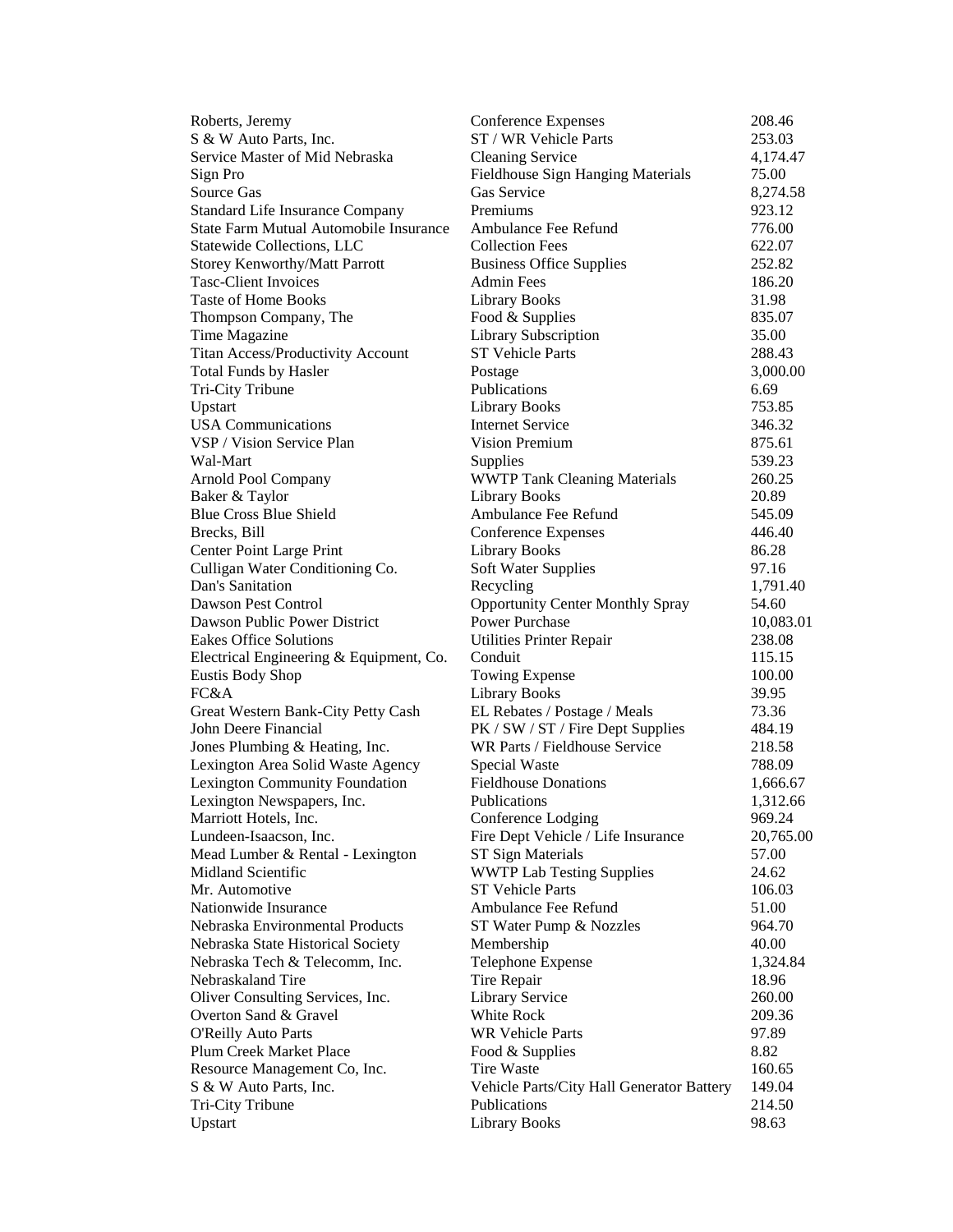| | | |
|---|---|---|
| Roberts, Jeremy | Conference Expenses | 208.46 |
| S & W Auto Parts, Inc. | ST / WR Vehicle Parts | 253.03 |
| Service Master of Mid Nebraska | Cleaning Service | 4,174.47 |
| Sign Pro | Fieldhouse Sign Hanging Materials | 75.00 |
| Source Gas | Gas Service | 8,274.58 |
| Standard Life Insurance Company | Premiums | 923.12 |
| State Farm Mutual Automobile Insurance | Ambulance Fee Refund | 776.00 |
| Statewide Collections, LLC | Collection Fees | 622.07 |
| Storey Kenworthy/Matt Parrott | Business Office Supplies | 252.82 |
| Tasc-Client Invoices | Admin Fees | 186.20 |
| Taste of Home Books | Library Books | 31.98 |
| Thompson Company, The | Food & Supplies | 835.07 |
| Time Magazine | Library Subscription | 35.00 |
| Titan Access/Productivity Account | ST Vehicle Parts | 288.43 |
| Total Funds by Hasler | Postage | 3,000.00 |
| Tri-City Tribune | Publications | 6.69 |
| Upstart | Library Books | 753.85 |
| USA Communications | Internet Service | 346.32 |
| VSP / Vision Service Plan | Vision Premium | 875.61 |
| Wal-Mart | Supplies | 539.23 |
| Arnold Pool Company | WWTP Tank Cleaning Materials | 260.25 |
| Baker & Taylor | Library Books | 20.89 |
| Blue Cross Blue Shield | Ambulance Fee Refund | 545.09 |
| Brecks, Bill | Conference Expenses | 446.40 |
| Center Point Large Print | Library Books | 86.28 |
| Culligan Water Conditioning Co. | Soft Water Supplies | 97.16 |
| Dan's Sanitation | Recycling | 1,791.40 |
| Dawson Pest Control | Opportunity Center Monthly Spray | 54.60 |
| Dawson Public Power District | Power Purchase | 10,083.01 |
| Eakes Office Solutions | Utilities Printer Repair | 238.08 |
| Electrical Engineering & Equipment, Co. | Conduit | 115.15 |
| Eustis Body Shop | Towing Expense | 100.00 |
| FC&A | Library Books | 39.95 |
| Great Western Bank-City Petty Cash | EL Rebates / Postage / Meals | 73.36 |
| John Deere Financial | PK / SW / ST / Fire Dept Supplies | 484.19 |
| Jones Plumbing & Heating, Inc. | WR Parts / Fieldhouse Service | 218.58 |
| Lexington Area Solid Waste Agency | Special Waste | 788.09 |
| Lexington Community Foundation | Fieldhouse Donations | 1,666.67 |
| Lexington Newspapers, Inc. | Publications | 1,312.66 |
| Marriott Hotels, Inc. | Conference Lodging | 969.24 |
| Lundeen-Isaacson, Inc. | Fire Dept Vehicle / Life Insurance | 20,765.00 |
| Mead Lumber & Rental - Lexington | ST Sign Materials | 57.00 |
| Midland Scientific | WWTP Lab Testing Supplies | 24.62 |
| Mr. Automotive | ST Vehicle Parts | 106.03 |
| Nationwide Insurance | Ambulance Fee Refund | 51.00 |
| Nebraska Environmental Products | ST Water Pump & Nozzles | 964.70 |
| Nebraska State Historical Society | Membership | 40.00 |
| Nebraska Tech & Telecomm, Inc. | Telephone Expense | 1,324.84 |
| Nebraskaland Tire | Tire Repair | 18.96 |
| Oliver Consulting Services, Inc. | Library Service | 260.00 |
| Overton Sand & Gravel | White Rock | 209.36 |
| O'Reilly Auto Parts | WR Vehicle Parts | 97.89 |
| Plum Creek Market Place | Food & Supplies | 8.82 |
| Resource Management Co, Inc. | Tire Waste | 160.65 |
| S & W Auto Parts, Inc. | Vehicle Parts/City Hall Generator Battery | 149.04 |
| Tri-City Tribune | Publications | 214.50 |
| Upstart | Library Books | 98.63 |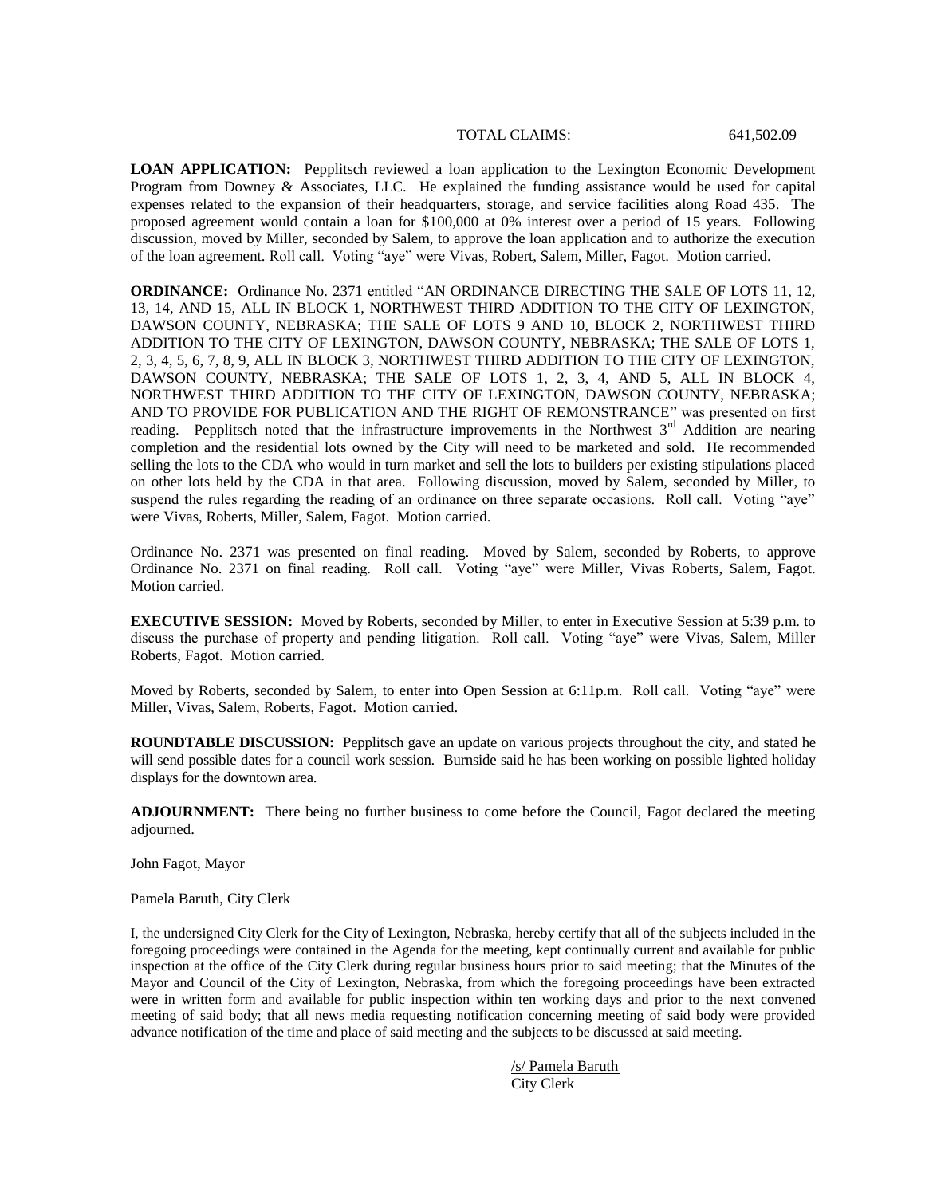TOTAL CLAIMS: 641,502.09

**LOAN APPLICATION:** Pepplitsch reviewed a loan application to the Lexington Economic Development Program from Downey & Associates, LLC. He explained the funding assistance would be used for capital expenses related to the expansion of their headquarters, storage, and service facilities along Road 435. The proposed agreement would contain a loan for $100,000 at 0% interest over a period of 15 years. Following discussion, moved by Miller, seconded by Salem, to approve the loan application and to authorize the execution of the loan agreement. Roll call. Voting "aye" were Vivas, Robert, Salem, Miller, Fagot. Motion carried.

**ORDINANCE:** Ordinance No. 2371 entitled "AN ORDINANCE DIRECTING THE SALE OF LOTS 11, 12, 13, 14, AND 15, ALL IN BLOCK 1, NORTHWEST THIRD ADDITION TO THE CITY OF LEXINGTON, DAWSON COUNTY, NEBRASKA; THE SALE OF LOTS 9 AND 10, BLOCK 2, NORTHWEST THIRD ADDITION TO THE CITY OF LEXINGTON, DAWSON COUNTY, NEBRASKA; THE SALE OF LOTS 1, 2, 3, 4, 5, 6, 7, 8, 9, ALL IN BLOCK 3, NORTHWEST THIRD ADDITION TO THE CITY OF LEXINGTON, DAWSON COUNTY, NEBRASKA; THE SALE OF LOTS 1, 2, 3, 4, AND 5, ALL IN BLOCK 4, NORTHWEST THIRD ADDITION TO THE CITY OF LEXINGTON, DAWSON COUNTY, NEBRASKA; AND TO PROVIDE FOR PUBLICATION AND THE RIGHT OF REMONSTRANCE" was presented on first reading. Pepplitsch noted that the infrastructure improvements in the Northwest 3rd Addition are nearing completion and the residential lots owned by the City will need to be marketed and sold. He recommended selling the lots to the CDA who would in turn market and sell the lots to builders per existing stipulations placed on other lots held by the CDA in that area. Following discussion, moved by Salem, seconded by Miller, to suspend the rules regarding the reading of an ordinance on three separate occasions. Roll call. Voting "aye" were Vivas, Roberts, Miller, Salem, Fagot. Motion carried.

Ordinance No. 2371 was presented on final reading. Moved by Salem, seconded by Roberts, to approve Ordinance No. 2371 on final reading. Roll call. Voting "aye" were Miller, Vivas Roberts, Salem, Fagot. Motion carried.

**EXECUTIVE SESSION:** Moved by Roberts, seconded by Miller, to enter in Executive Session at 5:39 p.m. to discuss the purchase of property and pending litigation. Roll call. Voting "aye" were Vivas, Salem, Miller Roberts, Fagot. Motion carried.

Moved by Roberts, seconded by Salem, to enter into Open Session at 6:11p.m. Roll call. Voting "aye" were Miller, Vivas, Salem, Roberts, Fagot. Motion carried.

**ROUNDTABLE DISCUSSION:** Pepplitsch gave an update on various projects throughout the city, and stated he will send possible dates for a council work session. Burnside said he has been working on possible lighted holiday displays for the downtown area.

**ADJOURNMENT:** There being no further business to come before the Council, Fagot declared the meeting adjourned.

John Fagot, Mayor

Pamela Baruth, City Clerk

I, the undersigned City Clerk for the City of Lexington, Nebraska, hereby certify that all of the subjects included in the foregoing proceedings were contained in the Agenda for the meeting, kept continually current and available for public inspection at the office of the City Clerk during regular business hours prior to said meeting; that the Minutes of the Mayor and Council of the City of Lexington, Nebraska, from which the foregoing proceedings have been extracted were in written form and available for public inspection within ten working days and prior to the next convened meeting of said body; that all news media requesting notification concerning meeting of said body were provided advance notification of the time and place of said meeting and the subjects to be discussed at said meeting.

/s/ Pamela Baruth
City Clerk